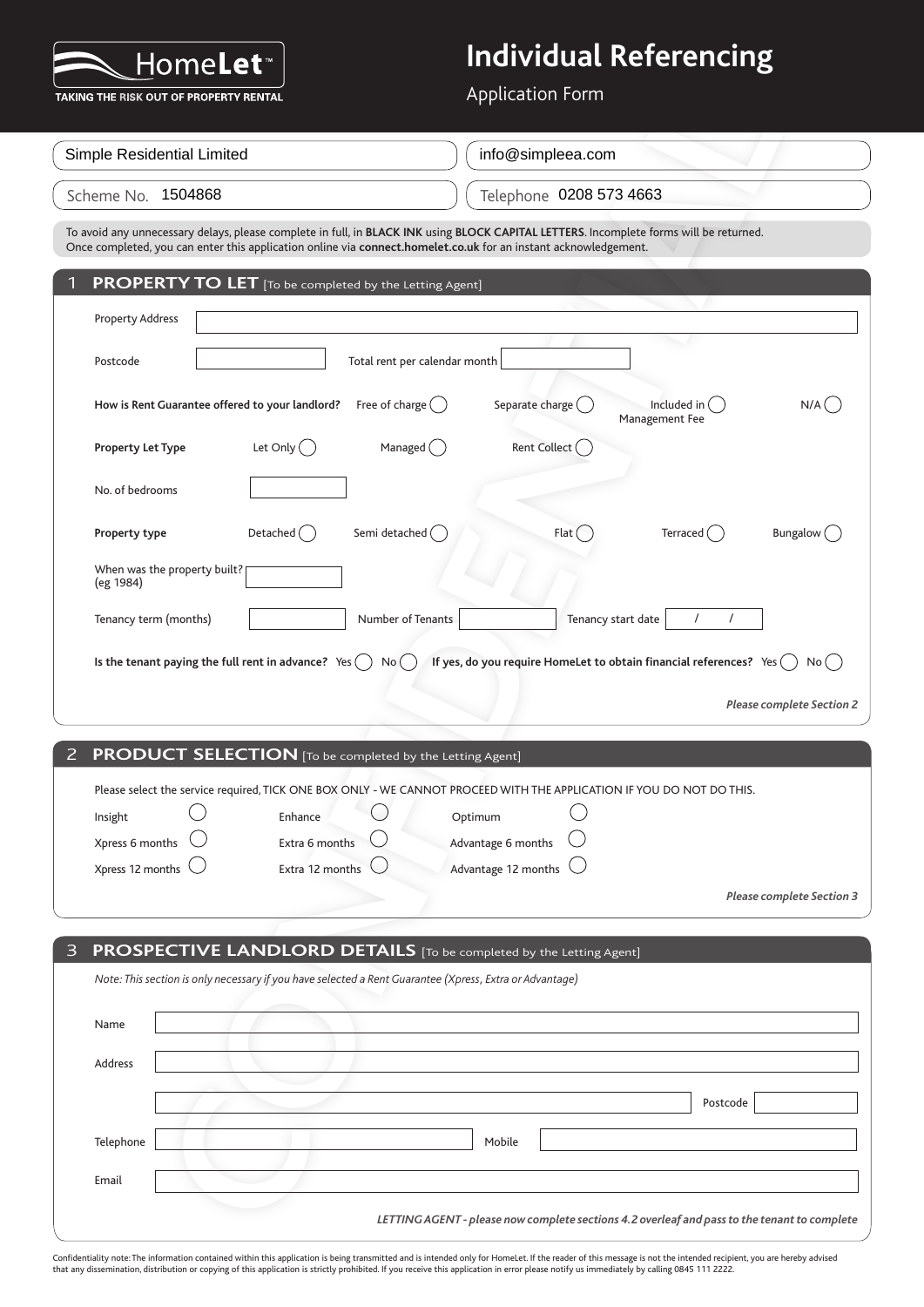# Individual Referencing

Application Form

HomeLet™ — TAKING THE RISK OUT OF PROPERTY RENTAL

Simple Residential Limited

info@simpleea.com

Scheme No. 1504868

Telephone 0208 573 4663

To avoid any unnecessary delays, please complete in full, in **BLACK INK** using **BLOCK CAPITAL LETTERS**. Incomplete forms will be returned. Once completed, you can enter this application online via **connect.homelet.co.uk** for an instant acknowledgement.

## 1 PROPERTY TO LET [To be completed by the Letting Agent]

Property Address

Postcode

Total rent per calendar month

**How is Rent Guarantee offered to your landlord?** Free of charge ◯ Separate charge ◯ Included in Management Fee ◯ N/A ◯

**Property Let Type** Let Only ◯ Managed ◯ Rent Collect ◯

No. of bedrooms

**Property type** Detached ◯ Semi detached ◯ Flat ◯ Terraced ◯ Bungalow ◯

When was the property built? (eg 1984)

Tenancy term (months)

Number of Tenants

Tenancy start date / /

**Is the tenant paying the full rent in advance?** Yes ◯ No ◯ **If yes, do you require HomeLet to obtain financial references?** Yes ◯ No ◯

***Please complete Section 2***

## 2 PRODUCT SELECTION [To be completed by the Letting Agent]

Please select the service required, TICK ONE BOX ONLY - WE CANNOT PROCEED WITH THE APPLICATION IF YOU DO NOT DO THIS.

| | | |
|---|---|---|
| Insight ◯ | Enhance ◯ | Optimum ◯ |
| Xpress 6 months ◯ | Extra 6 months ◯ | Advantage 6 months ◯ |
| Xpress 12 months ◯ | Extra 12 months ◯ | Advantage 12 months ◯ |

***Please complete Section 3***

## 3 PROSPECTIVE LANDLORD DETAILS [To be completed by the Letting Agent]

*Note: This section is only necessary if you have selected a Rent Guarantee (Xpress, Extra or Advantage)*

Name

Address

Postcode

Telephone

Mobile

Email

***LETTING AGENT - please now complete sections 4.2 overleaf and pass to the tenant to complete***

Confidentiality note: The information contained within this application is being transmitted and is intended only for HomeLet. If the reader of this message is not the intended recipient, you are hereby advised that any dissemination, distribution or copying of this application is strictly prohibited. If you receive this application in error please notify us immediately by calling 0845 111 2222.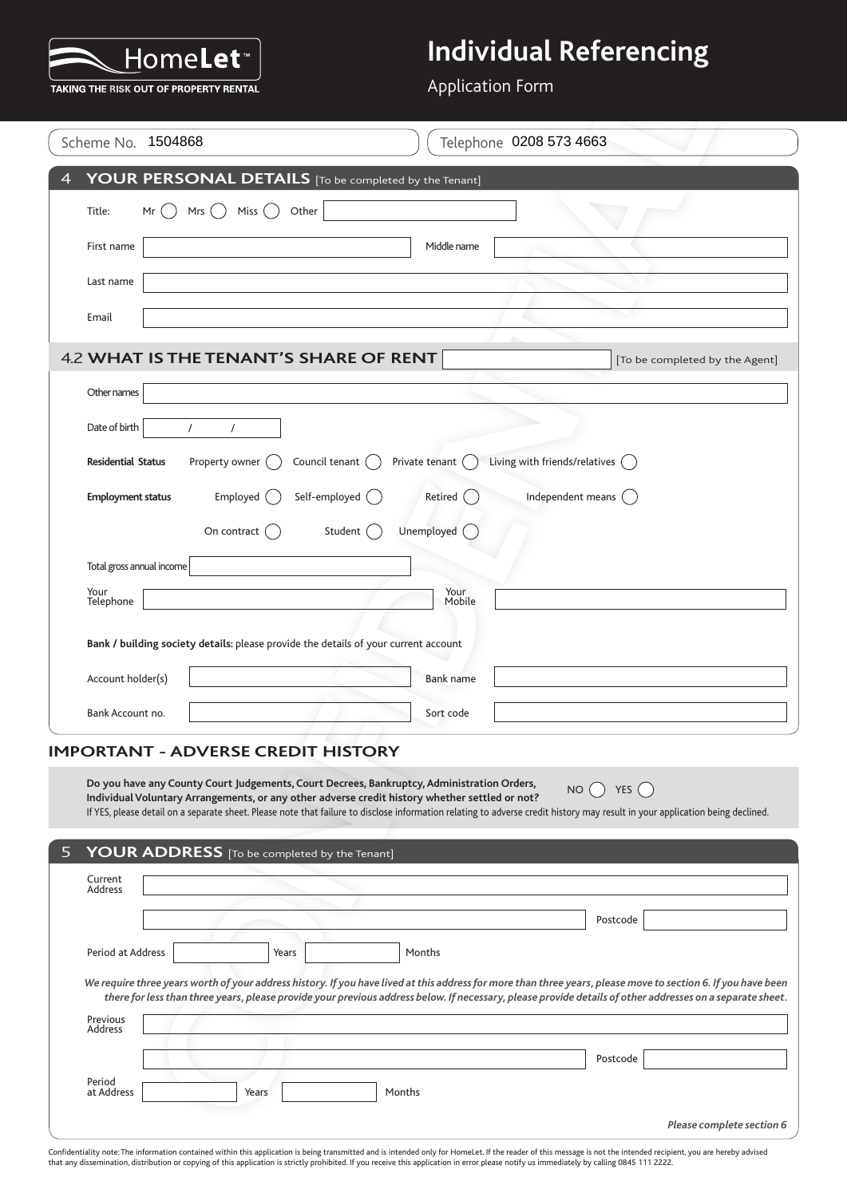HomeLet™ TAKING THE RISK OUT OF PROPERTY RENTAL

# Individual Referencing

Application Form

Scheme No. 1504868

Telephone 0208 573 4663

## 4 YOUR PERSONAL DETAILS [To be completed by the Tenant]

Title: Mr ◯ Mrs ◯ Miss ◯ Other

First name

Middle name

Last name

Email

## 4.2 WHAT IS THE TENANT'S SHARE OF RENT [To be completed by the Agent]

Other names

Date of birth / /

**Residential Status** Property owner ◯ Council tenant ◯ Private tenant ◯ Living with friends/relatives ◯

**Employment status** Employed ◯ Self-employed ◯ Retired ◯ Independent means ◯

On contract ◯ Student ◯ Unemployed ◯

Total gross annual income

Your Telephone

Your Mobile

**Bank / building society details:** please provide the details of your current account

Account holder(s)

Bank name

Bank Account no.

Sort code

## IMPORTANT - ADVERSE CREDIT HISTORY

**Do you have any County Court Judgements, Court Decrees, Bankruptcy, Administration Orders, Individual Voluntary Arrangements, or any other adverse credit history whether settled or not?** NO ◯ YES ◯

If YES, please detail on a separate sheet. Please note that failure to disclose information relating to adverse credit history may result in your application being declined.

## 5 YOUR ADDRESS [To be completed by the Tenant]

Current Address

Postcode

Period at Address Years Months

*We require three years worth of your address history. If you have lived at this address for more than three years, please move to section 6. If you have been there for less than three years, please provide your previous address below. If necessary, please provide details of other addresses on a separate sheet.*

Previous Address

Postcode

Period at Address Years Months

***Please complete section 6***

Confidentiality note: The information contained within this application is being transmitted and is intended only for HomeLet. If the reader of this message is not the intended recipient, you are hereby advised that any dissemination, distribution or copying of this application is strictly prohibited. If you receive this application in error please notify us immediately by calling 0845 111 2222.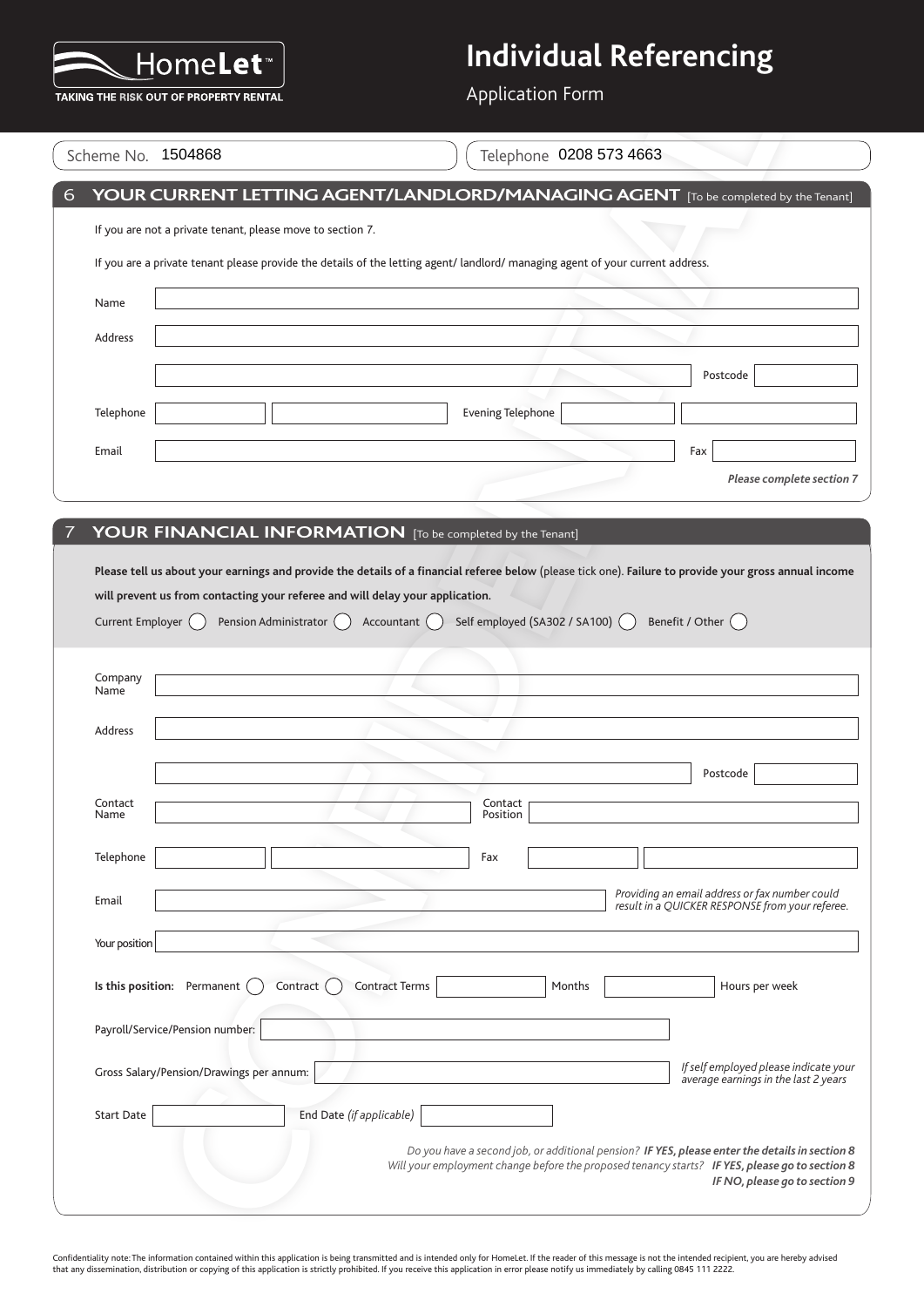# Individual Referencing

Application Form

Scheme No. 1504868

Telephone 0208 573 4663

## 6 YOUR CURRENT LETTING AGENT/LANDLORD/MANAGING AGENT [To be completed by the Tenant]

If you are not a private tenant, please move to section 7.

If you are a private tenant please provide the details of the letting agent/ landlord/ managing agent of your current address.

Name

Address

Postcode

Telephone

Evening Telephone

Email

Fax

***Please complete section 7***

## 7 YOUR FINANCIAL INFORMATION [To be completed by the Tenant]

**Please tell us about your earnings and provide the details of a financial referee below** (please tick one). **Failure to provide your gross annual income will prevent us from contacting your referee and will delay your application.**

Current Employer ◯ Pension Administrator ◯ Accountant ◯ Self employed (SA302 / SA100) ◯ Benefit / Other ◯

Company Name

Address

Postcode

Contact Name

Contact Position

Telephone

Fax

Email

*Providing an email address or fax number could result in a QUICKER RESPONSE from your referee.*

Your position

**Is this position:** Permanent ◯ Contract ◯ Contract Terms Months Hours per week

Payroll/Service/Pension number:

Gross Salary/Pension/Drawings per annum:

*If self employed please indicate your average earnings in the last 2 years*

Start Date

End Date *(if applicable)*

*Do you have a second job, or additional pension?* ***IF YES, please enter the details in section 8***

*Will your employment change before the proposed tenancy starts?* ***IF YES, please go to section 8***

***IF NO, please go to section 9***

Confidentiality note: The information contained within this application is being transmitted and is intended only for HomeLet. If the reader of this message is not the intended recipient, you are hereby advised that any dissemination, distribution or copying of this application is strictly prohibited. If you receive this application in error please notify us immediately by calling 0845 111 2222.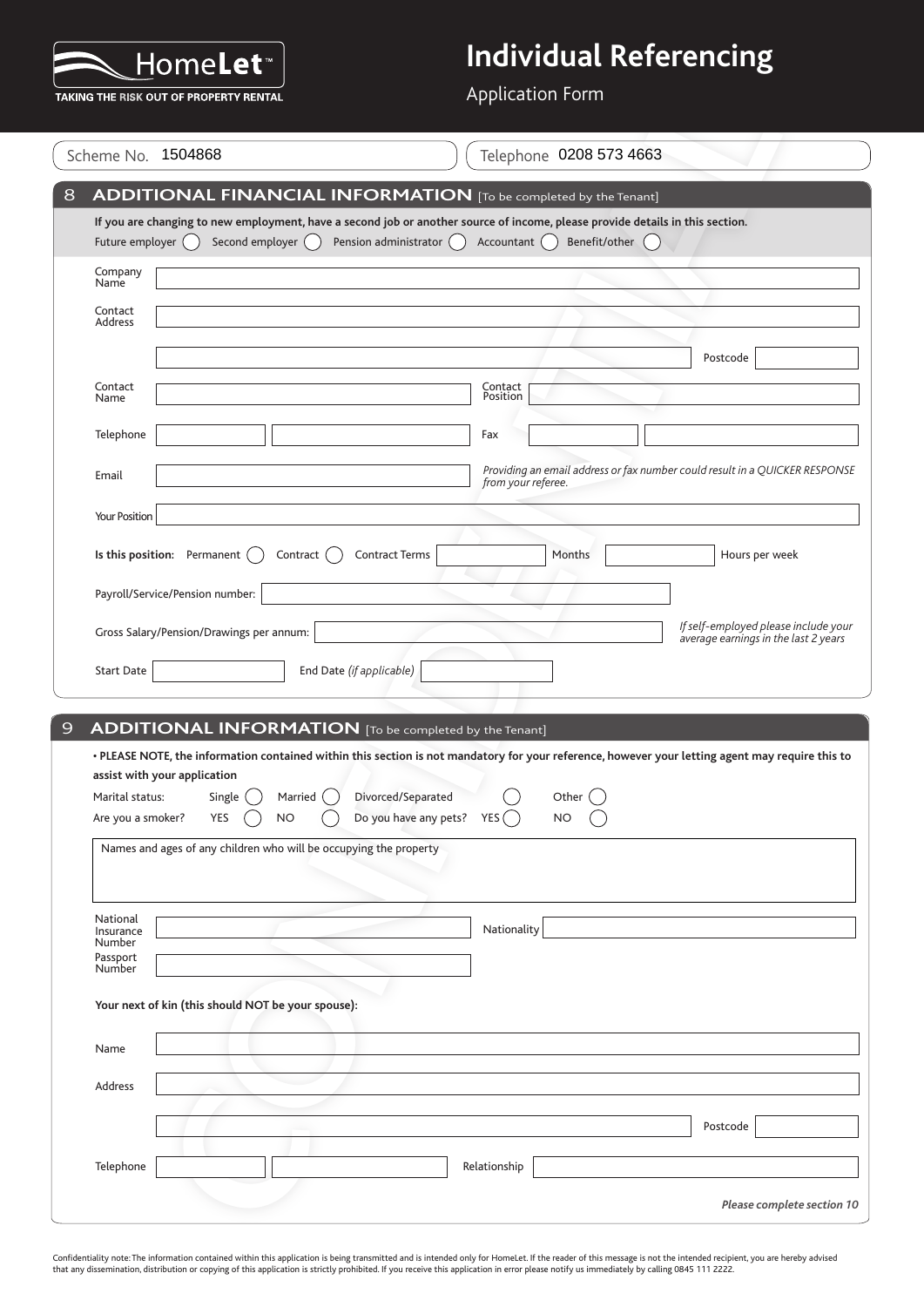**HomeLet**™
TAKING THE RISK OUT OF PROPERTY RENTAL

# Individual Referencing

Application Form

Scheme No. 1504868 | Telephone 0208 573 4663

## 8 ADDITIONAL FINANCIAL INFORMATION [To be completed by the Tenant]

**If you are changing to new employment, have a second job or another source of income, please provide details in this section.**

Future employer ◯ Second employer ◯ Pension administrator ◯ Accountant ◯ Benefit/other ◯

Company Name

Contact Address

Postcode

Contact Name

Contact Position

Telephone

Fax

Email

*Providing an email address or fax number could result in a QUICKER RESPONSE from your referee.*

Your Position

**Is this position:** Permanent ◯ Contract ◯ Contract Terms Months Hours per week

Payroll/Service/Pension number:

Gross Salary/Pension/Drawings per annum:

*If self-employed please include your average earnings in the last 2 years*

Start Date

End Date *(if applicable)*

## 9 ADDITIONAL INFORMATION [To be completed by the Tenant]

**• PLEASE NOTE, the information contained within this section is not mandatory for your reference, however your letting agent may require this to assist with your application**

Marital status: Single ◯ Married ◯ Divorced/Separated ◯ Other ◯

Are you a smoker? YES ◯ NO ◯ Do you have any pets? YES ◯ NO ◯

Names and ages of any children who will be occupying the property

National Insurance Number

Nationality

Passport Number

**Your next of kin (this should NOT be your spouse):**

Name

Address

Postcode

Telephone

Relationship

***Please complete section 10***

Confidentiality note: The information contained within this application is being transmitted and is intended only for HomeLet. If the reader of this message is not the intended recipient, you are hereby advised that any dissemination, distribution or copying of this application is strictly prohibited. If you receive this application in error please notify us immediately by calling 0845 111 2222.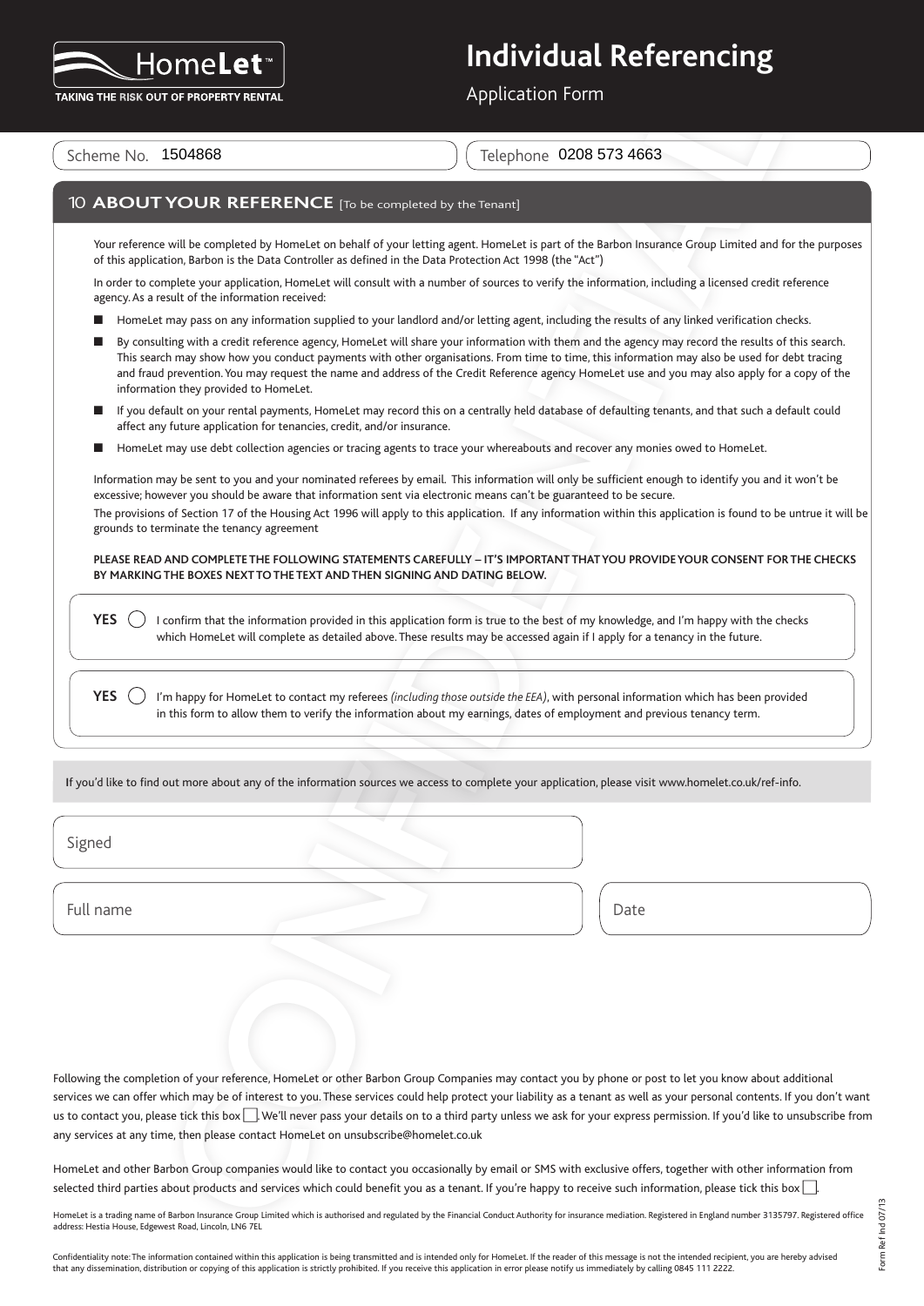# Individual Referencing

Application Form

Scheme No. 1504868

Telephone 0208 573 4663

## 10 ABOUT YOUR REFERENCE [To be completed by the Tenant]

Your reference will be completed by HomeLet on behalf of your letting agent. HomeLet is part of the Barbon Insurance Group Limited and for the purposes of this application, Barbon is the Data Controller as defined in the Data Protection Act 1998 (the "Act")

In order to complete your application, HomeLet will consult with a number of sources to verify the information, including a licensed credit reference agency. As a result of the information received:

- HomeLet may pass on any information supplied to your landlord and/or letting agent, including the results of any linked verification checks.
- By consulting with a credit reference agency, HomeLet will share your information with them and the agency may record the results of this search. This search may show how you conduct payments with other organisations. From time to time, this information may also be used for debt tracing and fraud prevention. You may request the name and address of the Credit Reference agency HomeLet use and you may also apply for a copy of the information they provided to HomeLet.
- If you default on your rental payments, HomeLet may record this on a centrally held database of defaulting tenants, and that such a default could affect any future application for tenancies, credit, and/or insurance.
- HomeLet may use debt collection agencies or tracing agents to trace your whereabouts and recover any monies owed to HomeLet.

Information may be sent to you and your nominated referees by email. This information will only be sufficient enough to identify you and it won't be excessive; however you should be aware that information sent via electronic means can't be guaranteed to be secure.

The provisions of Section 17 of the Housing Act 1996 will apply to this application. If any information within this application is found to be untrue it will be grounds to terminate the tenancy agreement

**PLEASE READ AND COMPLETE THE FOLLOWING STATEMENTS CAREFULLY – IT'S IMPORTANT THAT YOU PROVIDE YOUR CONSENT FOR THE CHECKS BY MARKING THE BOXES NEXT TO THE TEXT AND THEN SIGNING AND DATING BELOW.**

**YES** ◯ I confirm that the information provided in this application form is true to the best of my knowledge, and I'm happy with the checks which HomeLet will complete as detailed above. These results may be accessed again if I apply for a tenancy in the future.

**YES** ◯ I'm happy for HomeLet to contact my referees *(including those outside the EEA)*, with personal information which has been provided in this form to allow them to verify the information about my earnings, dates of employment and previous tenancy term.

If you'd like to find out more about any of the information sources we access to complete your application, please visit www.homelet.co.uk/ref-info.

Signed

Full name

Date

Following the completion of your reference, HomeLet or other Barbon Group Companies may contact you by phone or post to let you know about additional services we can offer which may be of interest to you. These services could help protect your liability as a tenant as well as your personal contents. If you don't want us to contact you, please tick this box ☐. We'll never pass your details on to a third party unless we ask for your express permission. If you'd like to unsubscribe from any services at any time, then please contact HomeLet on unsubscribe@homelet.co.uk

HomeLet and other Barbon Group companies would like to contact you occasionally by email or SMS with exclusive offers, together with other information from selected third parties about products and services which could benefit you as a tenant. If you're happy to receive such information, please tick this box ☐.

HomeLet is a trading name of Barbon Insurance Group Limited which is authorised and regulated by the Financial Conduct Authority for insurance mediation. Registered in England number 3135797. Registered office address: Hestia House, Edgewest Road, Lincoln, LN6 7EL

Confidentiality note: The information contained within this application is being transmitted and is intended only for HomeLet. If the reader of this message is not the intended recipient, you are hereby advised that any dissemination, distribution or copying of this application is strictly prohibited. If you receive this application in error please notify us immediately by calling 0845 111 2222.

Form Ref Ind 07/13